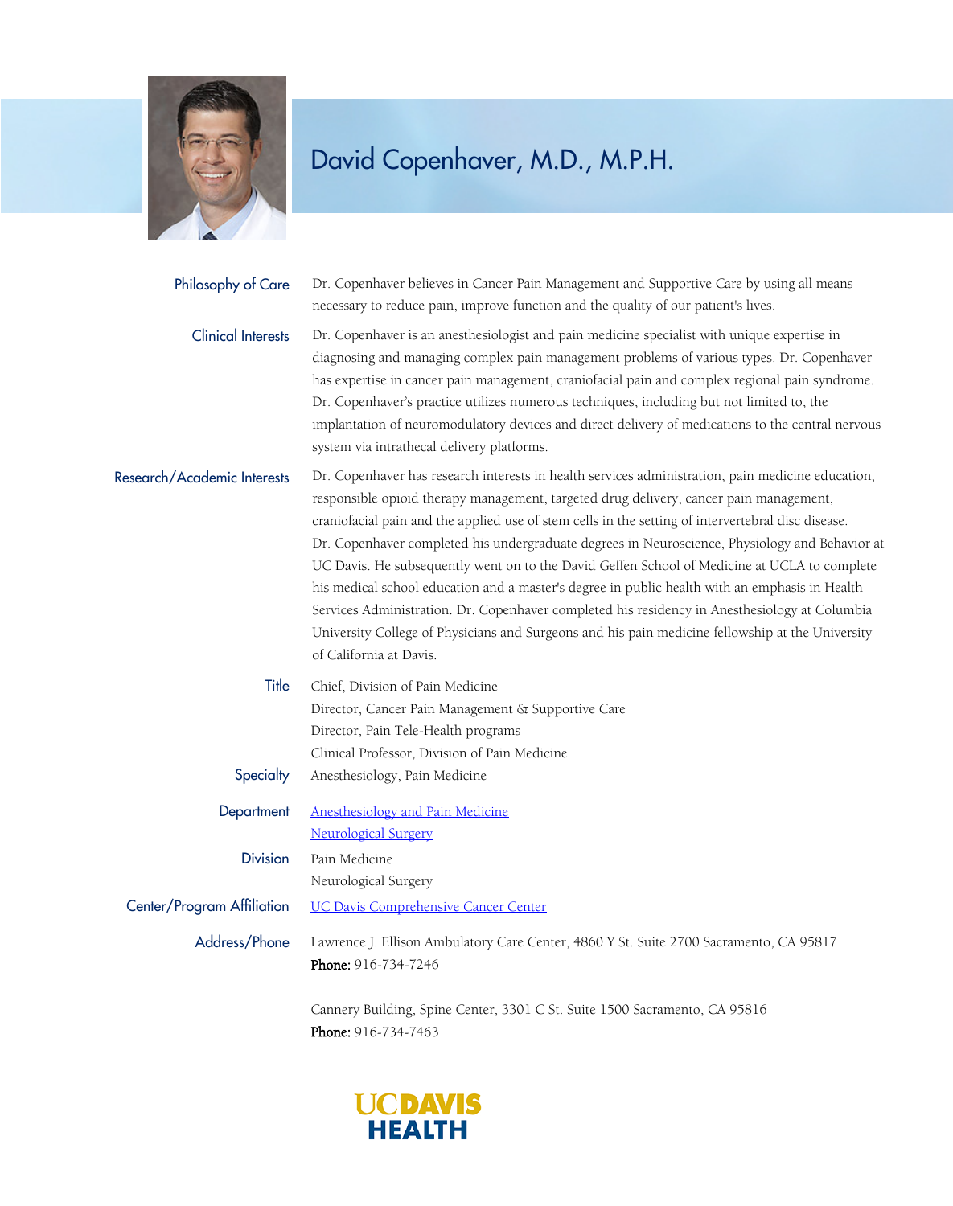# David Copenhaver, M.D., M.P.H.

**Philosophy of Care**

Dr. Copenhaver believes in Cancer Pain Management and Supportive Care by using all means necessary to reduce pain, improve function and the quality of our patient's lives.

**Clinical Interests**

Dr. Copenhaver is an anesthesiologist and pain medicine specialist with unique expertise in diagnosing and managing complex pain management problems of various types. Dr. Copenhaver has expertise in cancer pain management, craniofacial pain and complex regional pain syndrome. Dr. Copenhaver's practice utilizes numerous techniques, including but not limited to, the implantation of neuromodulatory devices and direct delivery of medications to the central nervous system via intrathecal delivery platforms.

**Research/Academic Interests**

Dr. Copenhaver has research interests in health services administration, pain medicine education, responsible opioid therapy management, targeted drug delivery, cancer pain management, craniofacial pain and the applied use of stem cells in the setting of intervertebral disc disease. Dr. Copenhaver completed his undergraduate degrees in Neuroscience, Physiology and Behavior at UC Davis. He subsequently went on to the David Geffen School of Medicine at UCLA to complete his medical school education and a master's degree in public health with an emphasis in Health Services Administration. Dr. Copenhaver completed his residency in Anesthesiology at Columbia University College of Physicians and Surgeons and his pain medicine fellowship at the University of California at Davis.

**Title**

Chief, Division of Pain Medicine
Director, Cancer Pain Management & Supportive Care
Director, Pain Tele-Health programs
Clinical Professor, Division of Pain Medicine

**Specialty**

Anesthesiology, Pain Medicine

**Department**

Anesthesiology and Pain Medicine
Neurological Surgery

**Division**

Pain Medicine
Neurological Surgery

**Center/Program Affiliation**

UC Davis Comprehensive Cancer Center

**Address/Phone**

Lawrence J. Ellison Ambulatory Care Center, 4860 Y St. Suite 2700 Sacramento, CA 95817
**Phone:** 916-734-7246

Cannery Building, Spine Center, 3301 C St. Suite 1500 Sacramento, CA 95816
**Phone:** 916-734-7463

UC DAVIS HEALTH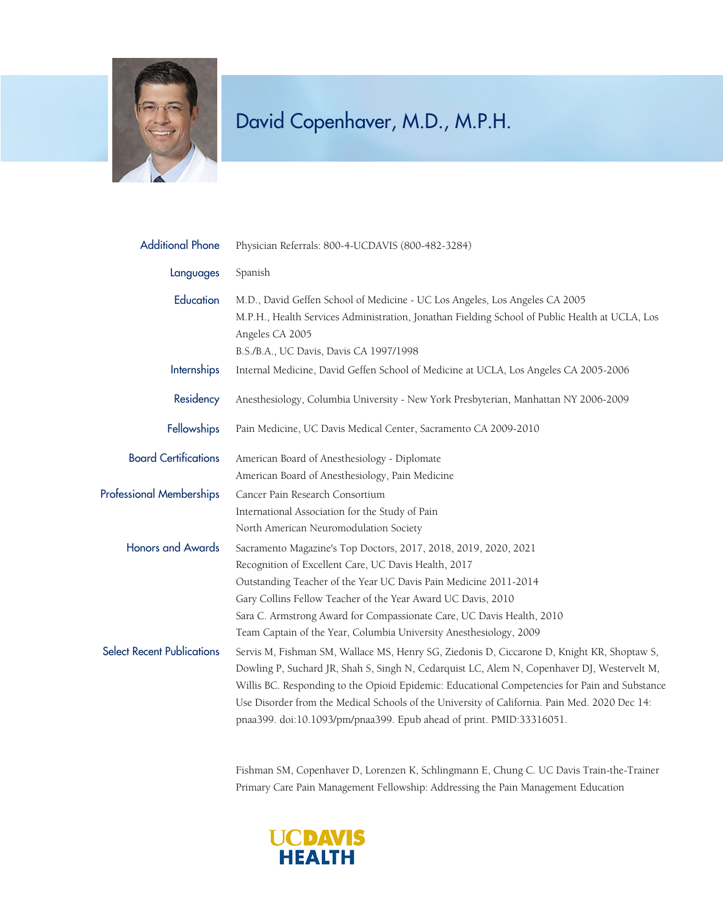# David Copenhaver, M.D., M.P.H.

| | |
|---|---|
| **Additional Phone** | Physician Referrals: 800-4-UCDAVIS (800-482-3284) |
| **Languages** | Spanish |
| **Education** | M.D., David Geffen School of Medicine - UC Los Angeles, Los Angeles CA 2005<br>M.P.H., Health Services Administration, Jonathan Fielding School of Public Health at UCLA, Los Angeles CA 2005<br>B.S./B.A., UC Davis, Davis CA 1997/1998 |
| **Internships** | Internal Medicine, David Geffen School of Medicine at UCLA, Los Angeles CA 2005-2006 |
| **Residency** | Anesthesiology, Columbia University - New York Presbyterian, Manhattan NY 2006-2009 |
| **Fellowships** | Pain Medicine, UC Davis Medical Center, Sacramento CA 2009-2010 |
| **Board Certifications** | American Board of Anesthesiology - Diplomate<br>American Board of Anesthesiology, Pain Medicine |
| **Professional Memberships** | Cancer Pain Research Consortium<br>International Association for the Study of Pain<br>North American Neuromodulation Society |
| **Honors and Awards** | Sacramento Magazine's Top Doctors, 2017, 2018, 2019, 2020, 2021<br>Recognition of Excellent Care, UC Davis Health, 2017<br>Outstanding Teacher of the Year UC Davis Pain Medicine 2011-2014<br>Gary Collins Fellow Teacher of the Year Award UC Davis, 2010<br>Sara C. Armstrong Award for Compassionate Care, UC Davis Health, 2010<br>Team Captain of the Year, Columbia University Anesthesiology, 2009 |
| **Select Recent Publications** | Servis M, Fishman SM, Wallace MS, Henry SG, Ziedonis D, Ciccarone D, Knight KR, Shoptaw S, Dowling P, Suchard JR, Shah S, Singh N, Cedarquist LC, Alem N, Copenhaver DJ, Westervelt M, Willis BC. Responding to the Opioid Epidemic: Educational Competencies for Pain and Substance Use Disorder from the Medical Schools of the University of California. Pain Med. 2020 Dec 14: pnaa399. doi:10.1093/pm/pnaa399. Epub ahead of print. PMID:33316051.<br><br>Fishman SM, Copenhaver D, Lorenzen K, Schlingmann E, Chung C. UC Davis Train-the-Trainer Primary Care Pain Management Fellowship: Addressing the Pain Management Education |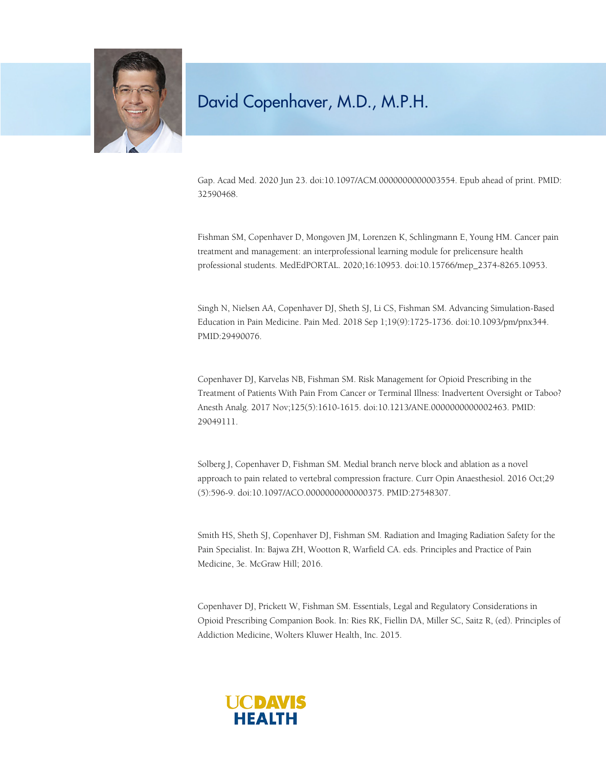# David Copenhaver, M.D., M.P.H.

Gap. Acad Med. 2020 Jun 23. doi:10.1097/ACM.0000000000003554. Epub ahead of print. PMID: 32590468.

Fishman SM, Copenhaver D, Mongoven JM, Lorenzen K, Schlingmann E, Young HM. Cancer pain treatment and management: an interprofessional learning module for prelicensure health professional students. MedEdPORTAL. 2020;16:10953. doi:10.15766/mep_2374-8265.10953.

Singh N, Nielsen AA, Copenhaver DJ, Sheth SJ, Li CS, Fishman SM. Advancing Simulation-Based Education in Pain Medicine. Pain Med. 2018 Sep 1;19(9):1725-1736. doi:10.1093/pm/pnx344. PMID:29490076.

Copenhaver DJ, Karvelas NB, Fishman SM. Risk Management for Opioid Prescribing in the Treatment of Patients With Pain From Cancer or Terminal Illness: Inadvertent Oversight or Taboo? Anesth Analg. 2017 Nov;125(5):1610-1615. doi:10.1213/ANE.0000000000002463. PMID: 29049111.

Solberg J, Copenhaver D, Fishman SM. Medial branch nerve block and ablation as a novel approach to pain related to vertebral compression fracture. Curr Opin Anaesthesiol. 2016 Oct;29 (5):596-9. doi:10.1097/ACO.0000000000000375. PMID:27548307.

Smith HS, Sheth SJ, Copenhaver DJ, Fishman SM. Radiation and Imaging Radiation Safety for the Pain Specialist. In: Bajwa ZH, Wootton R, Warfield CA. eds. Principles and Practice of Pain Medicine, 3e. McGraw Hill; 2016.

Copenhaver DJ, Prickett W, Fishman SM. Essentials, Legal and Regulatory Considerations in Opioid Prescribing Companion Book. In: Ries RK, Fiellin DA, Miller SC, Saitz R, (ed). Principles of Addiction Medicine, Wolters Kluwer Health, Inc. 2015.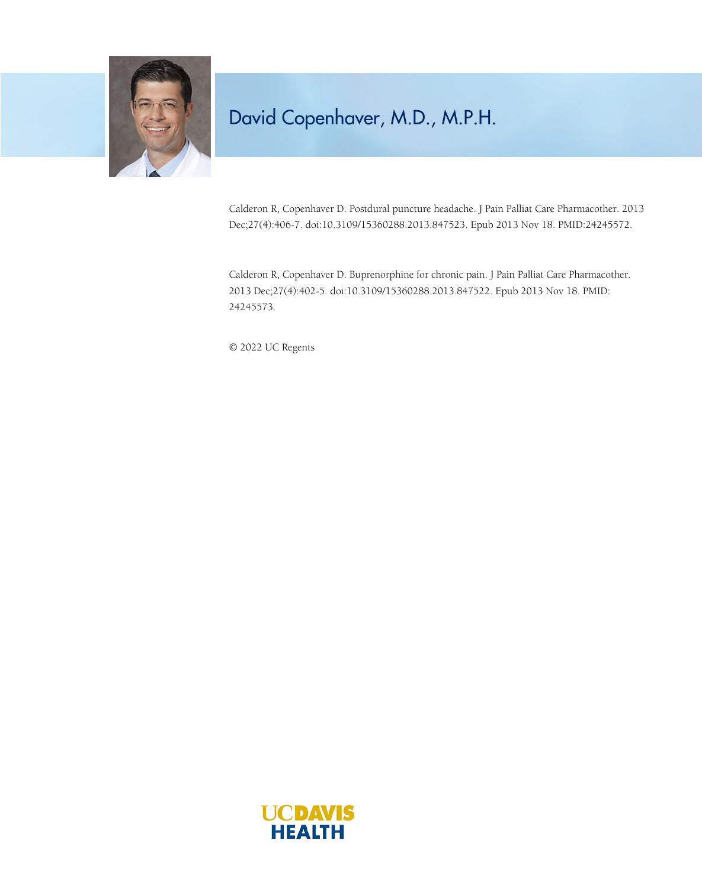# David Copenhaver, M.D., M.P.H.

Calderon R, Copenhaver D. Postdural puncture headache. J Pain Palliat Care Pharmacother. 2013 Dec;27(4):406-7. doi:10.3109/15360288.2013.847523. Epub 2013 Nov 18. PMID:24245572.

Calderon R, Copenhaver D. Buprenorphine for chronic pain. J Pain Palliat Care Pharmacother. 2013 Dec;27(4):402-5. doi:10.3109/15360288.2013.847522. Epub 2013 Nov 18. PMID: 24245573.

© 2022 UC Regents

UC DAVIS HEALTH